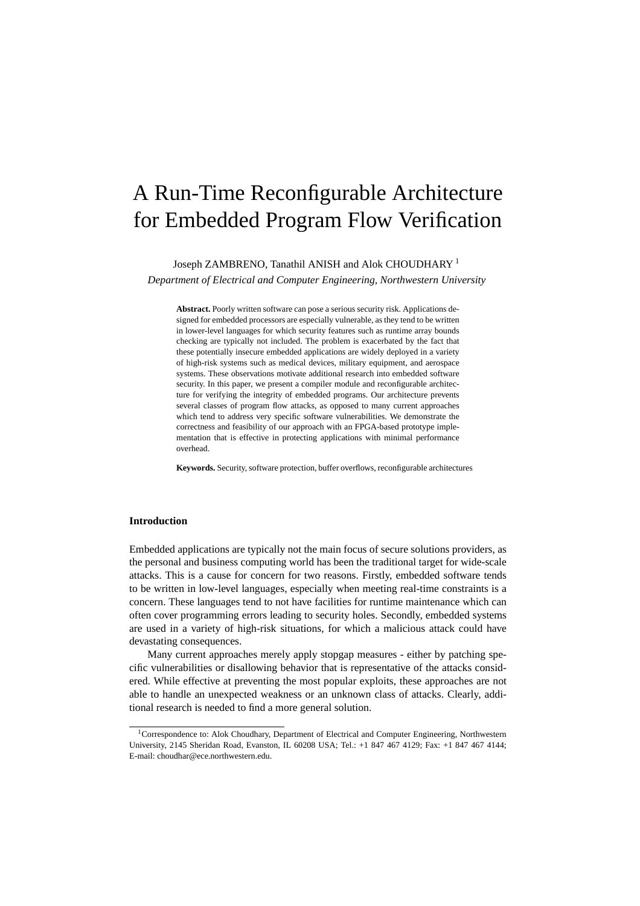# A Run-Time Reconfigurable Architecture for Embedded Program Flow Verification

Joseph ZAMBRENO, Tanathil ANISH and Alok CHOUDHARY [1]

*Department of Electrical and Computer Engineering, Northwestern University*

**Abstract.** Poorly written software can pose a serious security risk. Applications designed for embedded processors are especially vulnerable, as they tend to be written in lower-level languages for which security features such as runtime array bounds checking are typically not included. The problem is exacerbated by the fact that these potentially insecure embedded applications are widely deployed in a variety of high-risk systems such as medical devices, military equipment, and aerospace systems. These observations motivate additional research into embedded software security. In this paper, we present a compiler module and reconfigurable architecture for verifying the integrity of embedded programs. Our architecture prevents several classes of program flow attacks, as opposed to many current approaches which tend to address very specific software vulnerabilities. We demonstrate the correctness and feasibility of our approach with an FPGA-based prototype implementation that is effective in protecting applications with minimal performance overhead.

**Keywords.** Security, software protection, buffer overflows, reconfigurable architectures

## Introduction

Embedded applications are typically not the main focus of secure solutions providers, as the personal and business computing world has been the traditional target for wide-scale attacks. This is a cause for concern for two reasons. Firstly, embedded software tends to be written in low-level languages, especially when meeting real-time constraints is a concern. These languages tend to not have facilities for runtime maintenance which can often cover programming errors leading to security holes. Secondly, embedded systems are used in a variety of high-risk situations, for which a malicious attack could have devastating consequences.

Many current approaches merely apply stopgap measures - either by patching specific vulnerabilities or disallowing behavior that is representative of the attacks considered. While effective at preventing the most popular exploits, these approaches are not able to handle an unexpected weakness or an unknown class of attacks. Clearly, additional research is needed to find a more general solution.

[1] Correspondence to: Alok Choudhary, Department of Electrical and Computer Engineering, Northwestern University, 2145 Sheridan Road, Evanston, IL 60208 USA; Tel.: +1 847 467 4129; Fax: +1 847 467 4144; E-mail: choudhar@ece.northwestern.edu.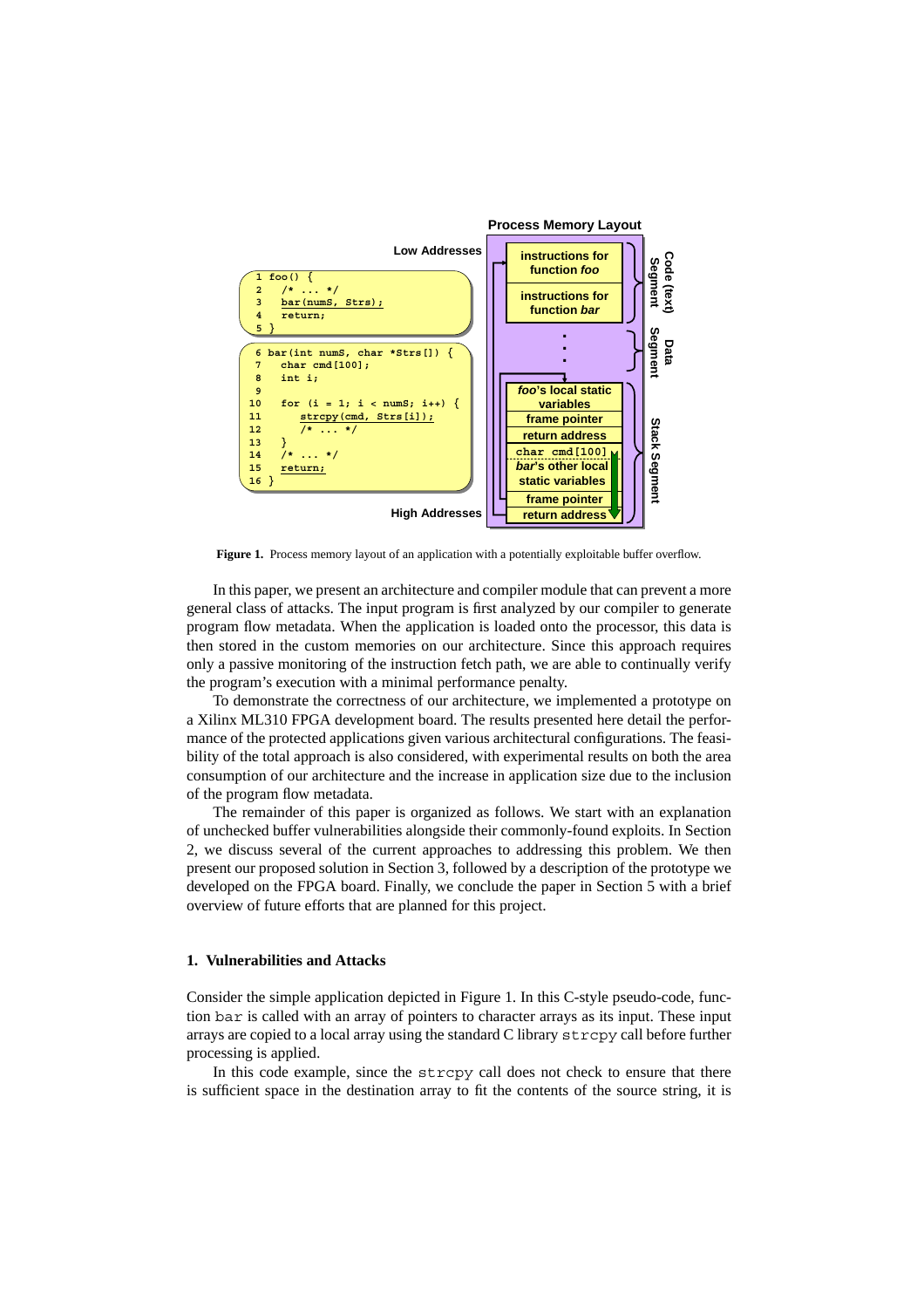```
1  foo() {
2    /* ... */
3    bar(numS, Strs);
4    return;
5  }

6  bar(int numS, char *Strs[]) {
7    char cmd[100];
8    int i;
9
10   for (i = 1; i < numS; i++) {
11     strcpy(cmd, Strs[i]);
12     /* ... */
13   }
14   /* ... */
15   return;
16 }
```

**Process Memory Layout**

| Low Addresses | |
|---|---|
| instructions for function *foo* | Code (text) Segment |
| instructions for function *bar* | Code (text) Segment |
| . . . | Data Segment |
| *foo*'s local static variables | Stack Segment |
| frame pointer | Stack Segment |
| return address | Stack Segment |
| char cmd[100] | Stack Segment |
| *bar*'s other local static variables | Stack Segment |
| frame pointer | Stack Segment |
| return address | Stack Segment |
| High Addresses | |

**Figure 1.** Process memory layout of an application with a potentially exploitable buffer overflow.

In this paper, we present an architecture and compiler module that can prevent a more general class of attacks. The input program is first analyzed by our compiler to generate program flow metadata. When the application is loaded onto the processor, this data is then stored in the custom memories on our architecture. Since this approach requires only a passive monitoring of the instruction fetch path, we are able to continually verify the program's execution with a minimal performance penalty.

To demonstrate the correctness of our architecture, we implemented a prototype on a Xilinx ML310 FPGA development board. The results presented here detail the performance of the protected applications given various architectural configurations. The feasibility of the total approach is also considered, with experimental results on both the area consumption of our architecture and the increase in application size due to the inclusion of the program flow metadata.

The remainder of this paper is organized as follows. We start with an explanation of unchecked buffer vulnerabilities alongside their commonly-found exploits. In Section 2, we discuss several of the current approaches to addressing this problem. We then present our proposed solution in Section 3, followed by a description of the prototype we developed on the FPGA board. Finally, we conclude the paper in Section 5 with a brief overview of future efforts that are planned for this project.

## 1. Vulnerabilities and Attacks

Consider the simple application depicted in Figure 1. In this C-style pseudo-code, function `bar` is called with an array of pointers to character arrays as its input. These input arrays are copied to a local array using the standard C library `strcpy` call before further processing is applied.

In this code example, since the `strcpy` call does not check to ensure that there is sufficient space in the destination array to fit the contents of the source string, it is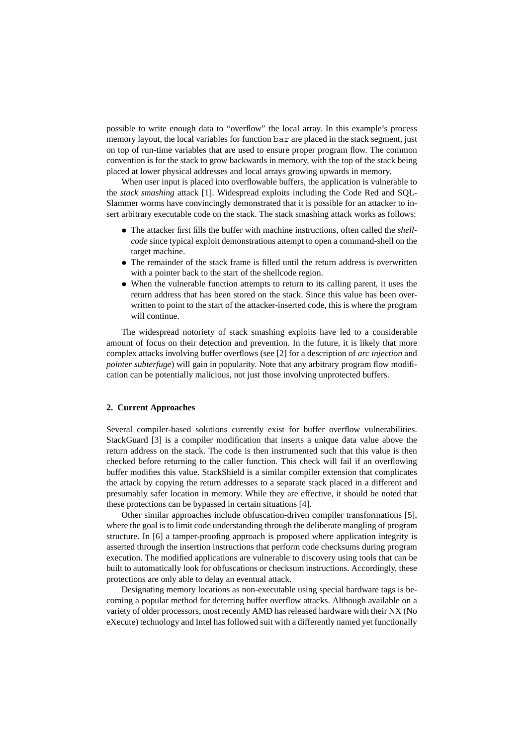possible to write enough data to "overflow" the local array. In this example's process memory layout, the local variables for function `bar` are placed in the stack segment, just on top of run-time variables that are used to ensure proper program flow. The common convention is for the stack to grow backwards in memory, with the top of the stack being placed at lower physical addresses and local arrays growing upwards in memory.

When user input is placed into overflowable buffers, the application is vulnerable to the *stack smashing* attack [1]. Widespread exploits including the Code Red and SQL-Slammer worms have convincingly demonstrated that it is possible for an attacker to insert arbitrary executable code on the stack. The stack smashing attack works as follows:

- The attacker first fills the buffer with machine instructions, often called the *shellcode* since typical exploit demonstrations attempt to open a command-shell on the target machine.
- The remainder of the stack frame is filled until the return address is overwritten with a pointer back to the start of the shellcode region.
- When the vulnerable function attempts to return to its calling parent, it uses the return address that has been stored on the stack. Since this value has been overwritten to point to the start of the attacker-inserted code, this is where the program will continue.

The widespread notoriety of stack smashing exploits have led to a considerable amount of focus on their detection and prevention. In the future, it is likely that more complex attacks involving buffer overflows (see [2] for a description of *arc injection* and *pointer subterfuge*) will gain in popularity. Note that any arbitrary program flow modification can be potentially malicious, not just those involving unprotected buffers.

## 2. Current Approaches

Several compiler-based solutions currently exist for buffer overflow vulnerabilities. StackGuard [3] is a compiler modification that inserts a unique data value above the return address on the stack. The code is then instrumented such that this value is then checked before returning to the caller function. This check will fail if an overflowing buffer modifies this value. StackShield is a similar compiler extension that complicates the attack by copying the return addresses to a separate stack placed in a different and presumably safer location in memory. While they are effective, it should be noted that these protections can be bypassed in certain situations [4].

Other similar approaches include obfuscation-driven compiler transformations [5], where the goal is to limit code understanding through the deliberate mangling of program structure. In [6] a tamper-proofing approach is proposed where application integrity is asserted through the insertion instructions that perform code checksums during program execution. The modified applications are vulnerable to discovery using tools that can be built to automatically look for obfuscations or checksum instructions. Accordingly, these protections are only able to delay an eventual attack.

Designating memory locations as non-executable using special hardware tags is becoming a popular method for deterring buffer overflow attacks. Although available on a variety of older processors, most recently AMD has released hardware with their NX (No eXecute) technology and Intel has followed suit with a differently named yet functionally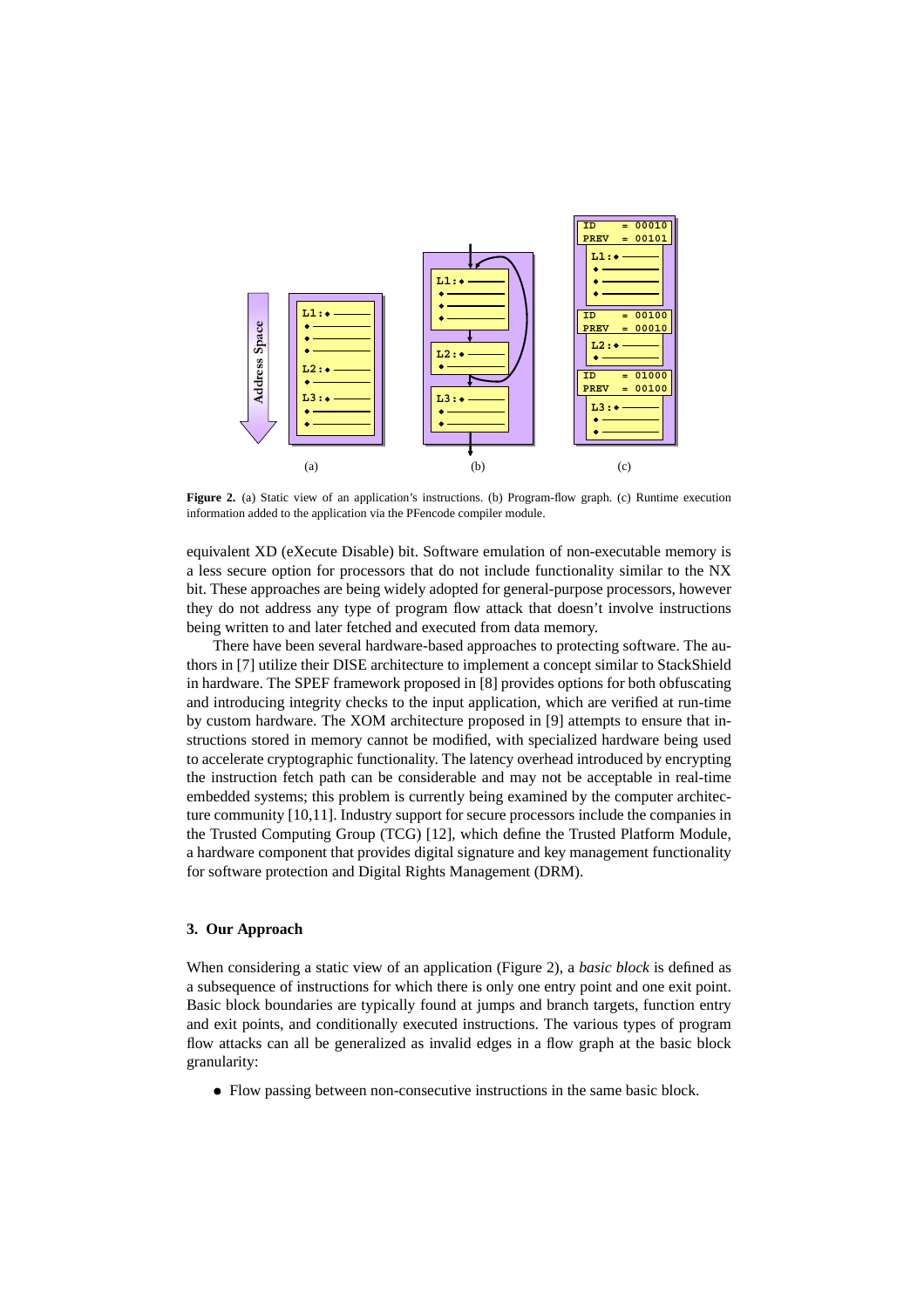**Figure 2.** (a) Static view of an application's instructions. (b) Program-flow graph. (c) Runtime execution information added to the application via the PFencode compiler module.

equivalent XD (eXecute Disable) bit. Software emulation of non-executable memory is a less secure option for processors that do not include functionality similar to the NX bit. These approaches are being widely adopted for general-purpose processors, however they do not address any type of program flow attack that doesn't involve instructions being written to and later fetched and executed from data memory.

There have been several hardware-based approaches to protecting software. The authors in [7] utilize their DISE architecture to implement a concept similar to StackShield in hardware. The SPEF framework proposed in [8] provides options for both obfuscating and introducing integrity checks to the input application, which are verified at run-time by custom hardware. The XOM architecture proposed in [9] attempts to ensure that instructions stored in memory cannot be modified, with specialized hardware being used to accelerate cryptographic functionality. The latency overhead introduced by encrypting the instruction fetch path can be considerable and may not be acceptable in real-time embedded systems; this problem is currently being examined by the computer architecture community [10,11]. Industry support for secure processors include the companies in the Trusted Computing Group (TCG) [12], which define the Trusted Platform Module, a hardware component that provides digital signature and key management functionality for software protection and Digital Rights Management (DRM).

## 3. Our Approach

When considering a static view of an application (Figure 2), a *basic block* is defined as a subsequence of instructions for which there is only one entry point and one exit point. Basic block boundaries are typically found at jumps and branch targets, function entry and exit points, and conditionally executed instructions. The various types of program flow attacks can all be generalized as invalid edges in a flow graph at the basic block granularity:

- Flow passing between non-consecutive instructions in the same basic block.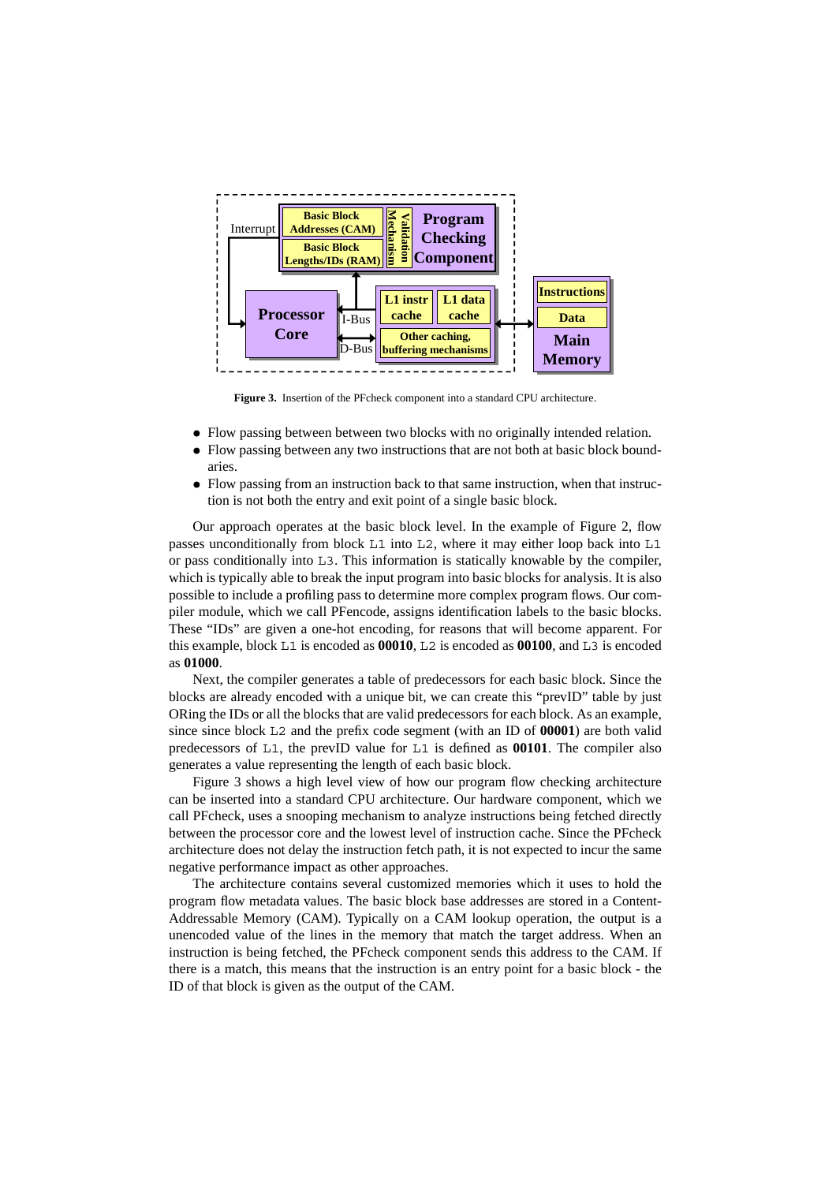**Figure 3.** Insertion of the PFcheck component into a standard CPU architecture.

- Flow passing between between two blocks with no originally intended relation.
- Flow passing between any two instructions that are not both at basic block boundaries.
- Flow passing from an instruction back to that same instruction, when that instruction is not both the entry and exit point of a single basic block.

Our approach operates at the basic block level. In the example of Figure 2, flow passes unconditionally from block `L1` into `L2`, where it may either loop back into `L1` or pass conditionally into `L3`. This information is statically knowable by the compiler, which is typically able to break the input program into basic blocks for analysis. It is also possible to include a profiling pass to determine more complex program flows. Our compiler module, which we call PFencode, assigns identification labels to the basic blocks. These "IDs" are given a one-hot encoding, for reasons that will become apparent. For this example, block `L1` is encoded as **00010**, `L2` is encoded as **00100**, and `L3` is encoded as **01000**.

Next, the compiler generates a table of predecessors for each basic block. Since the blocks are already encoded with a unique bit, we can create this "prevID" table by just ORing the IDs or all the blocks that are valid predecessors for each block. As an example, since since block `L2` and the prefix code segment (with an ID of **00001**) are both valid predecessors of `L1`, the prevID value for `L1` is defined as **00101**. The compiler also generates a value representing the length of each basic block.

Figure 3 shows a high level view of how our program flow checking architecture can be inserted into a standard CPU architecture. Our hardware component, which we call PFcheck, uses a snooping mechanism to analyze instructions being fetched directly between the processor core and the lowest level of instruction cache. Since the PFcheck architecture does not delay the instruction fetch path, it is not expected to incur the same negative performance impact as other approaches.

The architecture contains several customized memories which it uses to hold the program flow metadata values. The basic block base addresses are stored in a Content-Addressable Memory (CAM). Typically on a CAM lookup operation, the output is a unencoded value of the lines in the memory that match the target address. When an instruction is being fetched, the PFcheck component sends this address to the CAM. If there is a match, this means that the instruction is an entry point for a basic block - the ID of that block is given as the output of the CAM.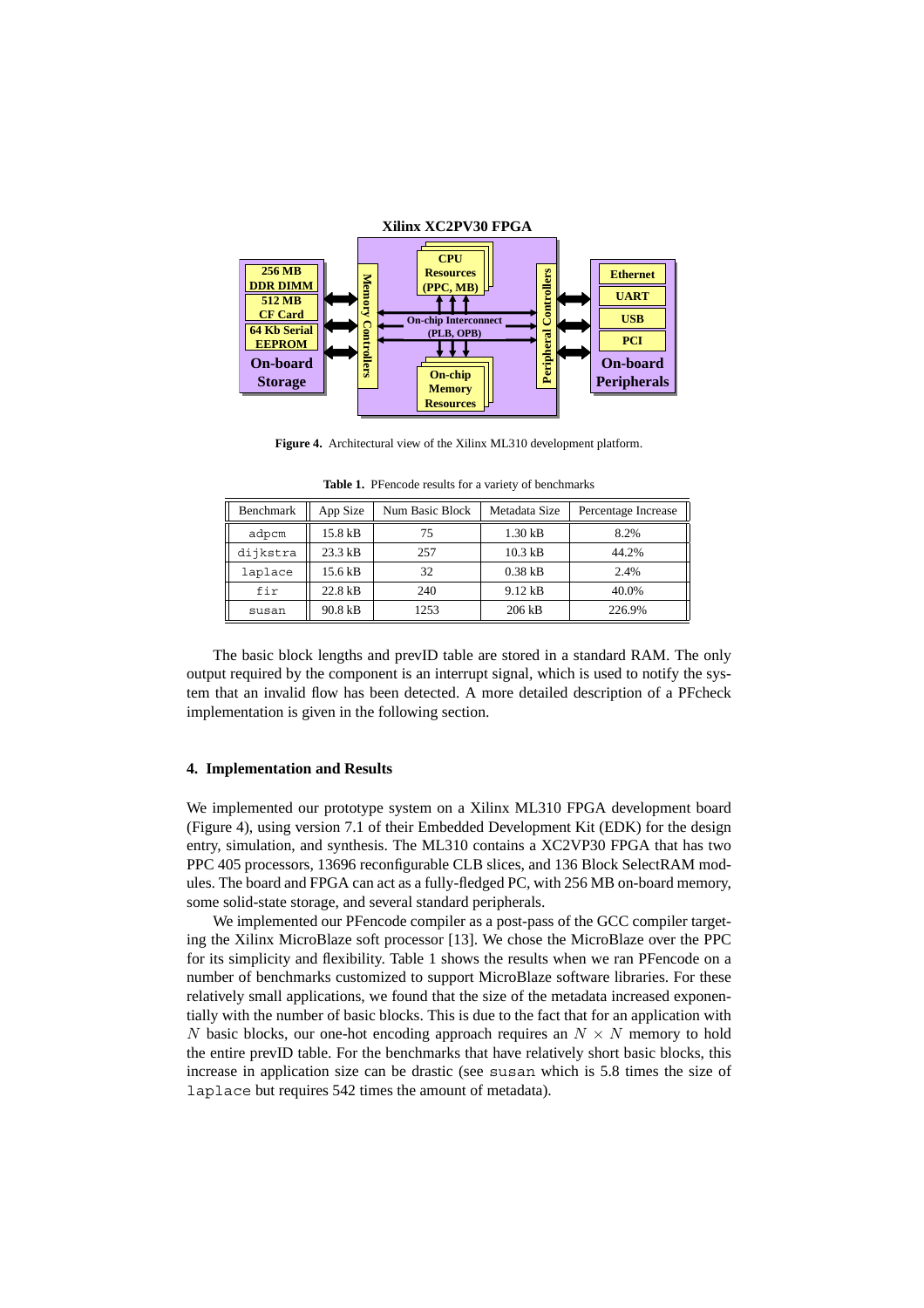Figure 4. Architectural view of the Xilinx ML310 development platform.

Table 1. PFencode results for a variety of benchmarks

| Benchmark | App Size | Num Basic Block | Metadata Size | Percentage Increase |
|---|---|---|---|---|
| adpcm | 15.8 kB | 75 | 1.30 kB | 8.2% |
| dijkstra | 23.3 kB | 257 | 10.3 kB | 44.2% |
| laplace | 15.6 kB | 32 | 0.38 kB | 2.4% |
| fir | 22.8 kB | 240 | 9.12 kB | 40.0% |
| susan | 90.8 kB | 1253 | 206 kB | 226.9% |

The basic block lengths and prevID table are stored in a standard RAM. The only output required by the component is an interrupt signal, which is used to notify the system that an invalid flow has been detected. A more detailed description of a PFcheck implementation is given in the following section.

## 4. Implementation and Results

We implemented our prototype system on a Xilinx ML310 FPGA development board (Figure 4), using version 7.1 of their Embedded Development Kit (EDK) for the design entry, simulation, and synthesis. The ML310 contains a XC2VP30 FPGA that has two PPC 405 processors, 13696 reconfigurable CLB slices, and 136 Block SelectRAM modules. The board and FPGA can act as a fully-fledged PC, with 256 MB on-board memory, some solid-state storage, and several standard peripherals.

We implemented our PFencode compiler as a post-pass of the GCC compiler targeting the Xilinx MicroBlaze soft processor [13]. We chose the MicroBlaze over the PPC for its simplicity and flexibility. Table 1 shows the results when we ran PFencode on a number of benchmarks customized to support MicroBlaze software libraries. For these relatively small applications, we found that the size of the metadata increased exponentially with the number of basic blocks. This is due to the fact that for an application with $N$ basic blocks, our one-hot encoding approach requires an $N \times N$ memory to hold the entire prevID table. For the benchmarks that have relatively short basic blocks, this increase in application size can be drastic (see susan which is 5.8 times the size of laplace but requires 542 times the amount of metadata).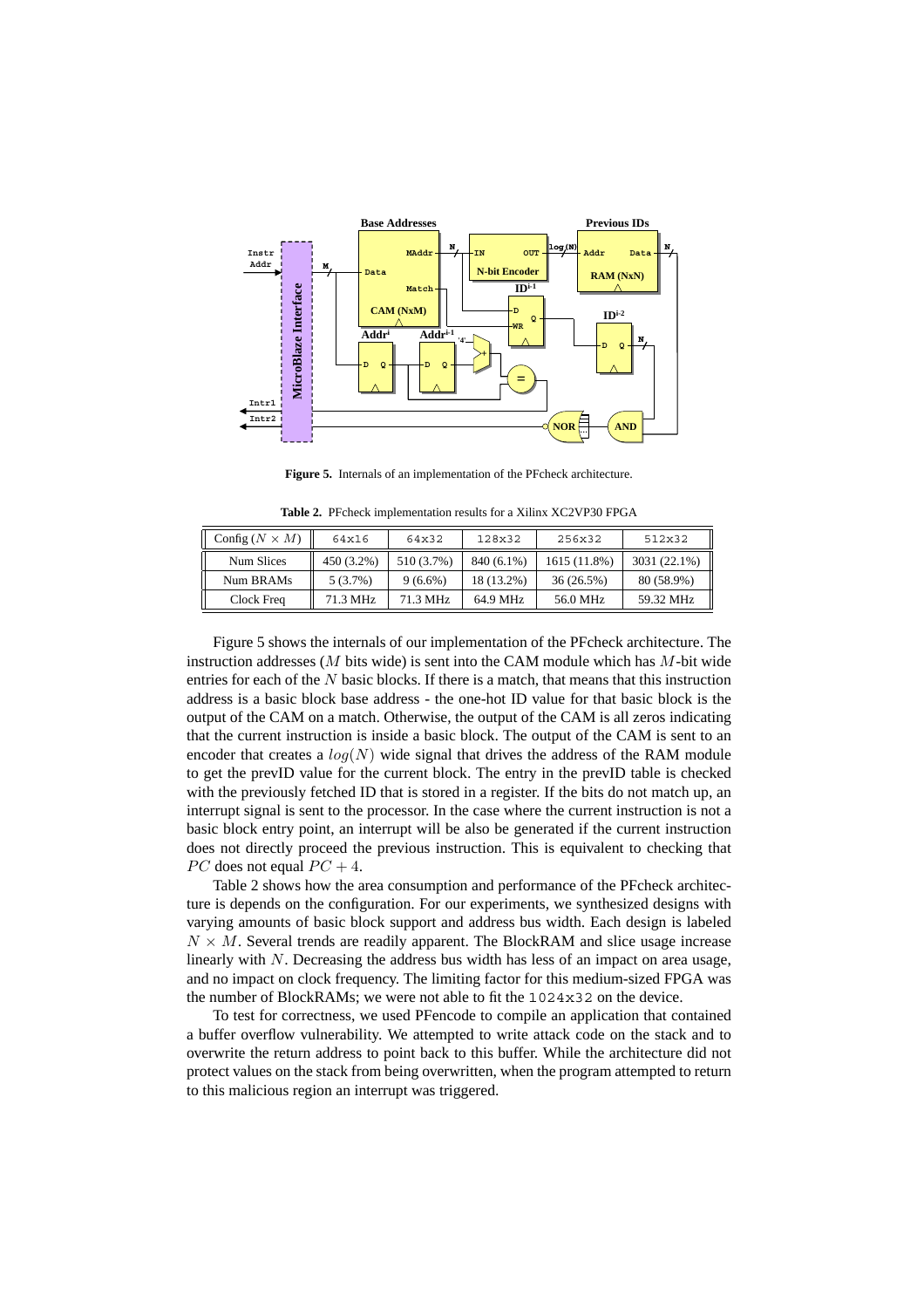Base Addresses

Previous IDs

Instr Addr

MicroBlaze Interface

M

Data

MAddr

Match

CAM (NxM)

N

IN

OUT

N-bit Encoder

log(N)

Addr

Data

RAM (NxN)

N

$ID^{i-1}$

D

Q

WR

$ID^{i-2}$

D

Q

N

$Addr^i$

D

Q

$Addr^{i-1}$

D

Q

'4'

+

=

Intr1

Intr2

NOR

...

AND

**Figure 5.** Internals of an implementation of the PFcheck architecture.

**Table 2.** PFcheck implementation results for a Xilinx XC2VP30 FPGA

| Config ($N \times M$) | 64x16 | 64x32 | 128x32 | 256x32 | 512x32 |
|---|---|---|---|---|---|
| Num Slices | 450 (3.2%) | 510 (3.7%) | 840 (6.1%) | 1615 (11.8%) | 3031 (22.1%) |
| Num BRAMs | 5 (3.7%) | 9 (6.6%) | 18 (13.2%) | 36 (26.5%) | 80 (58.9%) |
| Clock Freq | 71.3 MHz | 71.3 MHz | 64.9 MHz | 56.0 MHz | 59.32 MHz |

Figure 5 shows the internals of our implementation of the PFcheck architecture. The instruction addresses ($M$ bits wide) is sent into the CAM module which has $M$-bit wide entries for each of the $N$ basic blocks. If there is a match, that means that this instruction address is a basic block base address - the one-hot ID value for that basic block is the output of the CAM on a match. Otherwise, the output of the CAM is all zeros indicating that the current instruction is inside a basic block. The output of the CAM is sent to an encoder that creates a $log(N)$ wide signal that drives the address of the RAM module to get the prevID value for the current block. The entry in the prevID table is checked with the previously fetched ID that is stored in a register. If the bits do not match up, an interrupt signal is sent to the processor. In the case where the current instruction is not a basic block entry point, an interrupt will be also be generated if the current instruction does not directly proceed the previous instruction. This is equivalent to checking that $PC$ does not equal $PC + 4$.

Table 2 shows how the area consumption and performance of the PFcheck architecture is depends on the configuration. For our experiments, we synthesized designs with varying amounts of basic block support and address bus width. Each design is labeled $N \times M$. Several trends are readily apparent. The BlockRAM and slice usage increase linearly with $N$. Decreasing the address bus width has less of an impact on area usage, and no impact on clock frequency. The limiting factor for this medium-sized FPGA was the number of BlockRAMs; we were not able to fit the `1024x32` on the device.

To test for correctness, we used PFencode to compile an application that contained a buffer overflow vulnerability. We attempted to write attack code on the stack and to overwrite the return address to point back to this buffer. While the architecture did not protect values on the stack from being overwritten, when the program attempted to return to this malicious region an interrupt was triggered.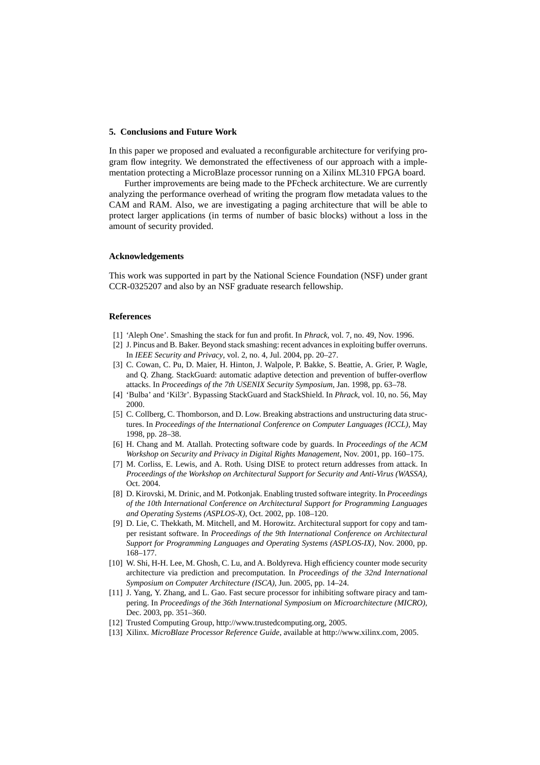## 5. Conclusions and Future Work

In this paper we proposed and evaluated a reconfigurable architecture for verifying program flow integrity. We demonstrated the effectiveness of our approach with a implementation protecting a MicroBlaze processor running on a Xilinx ML310 FPGA board.

Further improvements are being made to the PFcheck architecture. We are currently analyzing the performance overhead of writing the program flow metadata values to the CAM and RAM. Also, we are investigating a paging architecture that will be able to protect larger applications (in terms of number of basic blocks) without a loss in the amount of security provided.

### Acknowledgements

This work was supported in part by the National Science Foundation (NSF) under grant CCR-0325207 and also by an NSF graduate research fellowship.

### References

[1] 'Aleph One'. Smashing the stack for fun and profit. In *Phrack*, vol. 7, no. 49, Nov. 1996.

[2] J. Pincus and B. Baker. Beyond stack smashing: recent advances in exploiting buffer overruns. In *IEEE Security and Privacy*, vol. 2, no. 4, Jul. 2004, pp. 20–27.

[3] C. Cowan, C. Pu, D. Maier, H. Hinton, J. Walpole, P. Bakke, S. Beattie, A. Grier, P. Wagle, and Q. Zhang. StackGuard: automatic adaptive detection and prevention of buffer-overflow attacks. In *Proceedings of the 7th USENIX Security Symposium*, Jan. 1998, pp. 63–78.

[4] 'Bulba' and 'Kil3r'. Bypassing StackGuard and StackShield. In *Phrack*, vol. 10, no. 56, May 2000.

[5] C. Collberg, C. Thomborson, and D. Low. Breaking abstractions and unstructuring data structures. In *Proceedings of the International Conference on Computer Languages (ICCL)*, May 1998, pp. 28–38.

[6] H. Chang and M. Atallah. Protecting software code by guards. In *Proceedings of the ACM Workshop on Security and Privacy in Digital Rights Management*, Nov. 2001, pp. 160–175.

[7] M. Corliss, E. Lewis, and A. Roth. Using DISE to protect return addresses from attack. In *Proceedings of the Workshop on Architectural Support for Security and Anti-Virus (WASSA)*, Oct. 2004.

[8] D. Kirovski, M. Drinic, and M. Potkonjak. Enabling trusted software integrity. In *Proceedings of the 10th International Conference on Architectural Support for Programming Languages and Operating Systems (ASPLOS-X)*, Oct. 2002, pp. 108–120.

[9] D. Lie, C. Thekkath, M. Mitchell, and M. Horowitz. Architectural support for copy and tamper resistant software. In *Proceedings of the 9th International Conference on Architectural Support for Programming Languages and Operating Systems (ASPLOS-IX)*, Nov. 2000, pp. 168–177.

[10] W. Shi, H-H. Lee, M. Ghosh, C. Lu, and A. Boldyreva. High efficiency counter mode security architecture via prediction and precomputation. In *Proceedings of the 32nd International Symposium on Computer Architecture (ISCA)*, Jun. 2005, pp. 14–24.

[11] J. Yang, Y. Zhang, and L. Gao. Fast secure processor for inhibiting software piracy and tampering. In *Proceedings of the 36th International Symposium on Microarchitecture (MICRO)*, Dec. 2003, pp. 351–360.

[12] Trusted Computing Group, http://www.trustedcomputing.org, 2005.

[13] Xilinx. *MicroBlaze Processor Reference Guide*, available at http://www.xilinx.com, 2005.